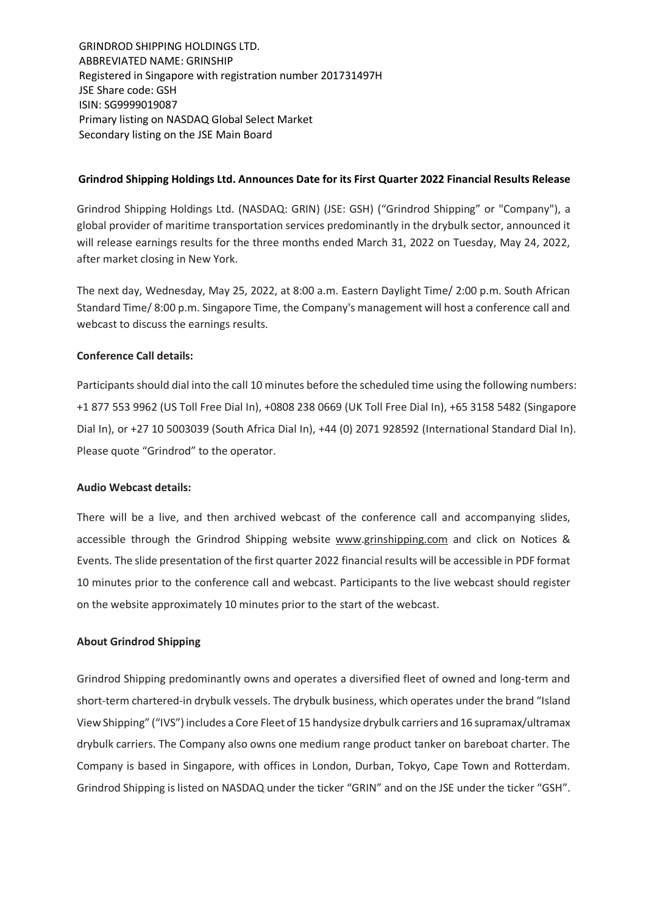GRINDROD SHIPPING HOLDINGS LTD.
ABBREVIATED NAME: GRINSHIP
Registered in Singapore with registration number 201731497H
JSE Share code: GSH
ISIN: SG9999019087
Primary listing on NASDAQ Global Select Market
Secondary listing on the JSE Main Board

## Grindrod Shipping Holdings Ltd. Announces Date for its First Quarter 2022 Financial Results Release

Grindrod Shipping Holdings Ltd. (NASDAQ: GRIN) (JSE: GSH) ("Grindrod Shipping" or "Company"), a global provider of maritime transportation services predominantly in the drybulk sector, announced it will release earnings results for the three months ended March 31, 2022 on Tuesday, May 24, 2022, after market closing in New York.

The next day, Wednesday, May 25, 2022, at 8:00 a.m. Eastern Daylight Time/ 2:00 p.m. South African Standard Time/ 8:00 p.m. Singapore Time, the Company's management will host a conference call and webcast to discuss the earnings results.

### Conference Call details:

Participants should dial into the call 10 minutes before the scheduled time using the following numbers: +1 877 553 9962 (US Toll Free Dial In), +0808 238 0669 (UK Toll Free Dial In), +65 3158 5482 (Singapore Dial In), or +27 10 5003039 (South Africa Dial In), +44 (0) 2071 928592 (International Standard Dial In). Please quote "Grindrod" to the operator.

### Audio Webcast details:

There will be a live, and then archived webcast of the conference call and accompanying slides, accessible through the Grindrod Shipping website www.grinshipping.com and click on Notices & Events. The slide presentation of the first quarter 2022 financial results will be accessible in PDF format 10 minutes prior to the conference call and webcast. Participants to the live webcast should register on the website approximately 10 minutes prior to the start of the webcast.

### About Grindrod Shipping

Grindrod Shipping predominantly owns and operates a diversified fleet of owned and long-term and short-term chartered-in drybulk vessels. The drybulk business, which operates under the brand "Island View Shipping" ("IVS") includes a Core Fleet of 15 handysize drybulk carriers and 16 supramax/ultramax drybulk carriers. The Company also owns one medium range product tanker on bareboat charter. The Company is based in Singapore, with offices in London, Durban, Tokyo, Cape Town and Rotterdam. Grindrod Shipping is listed on NASDAQ under the ticker "GRIN" and on the JSE under the ticker "GSH".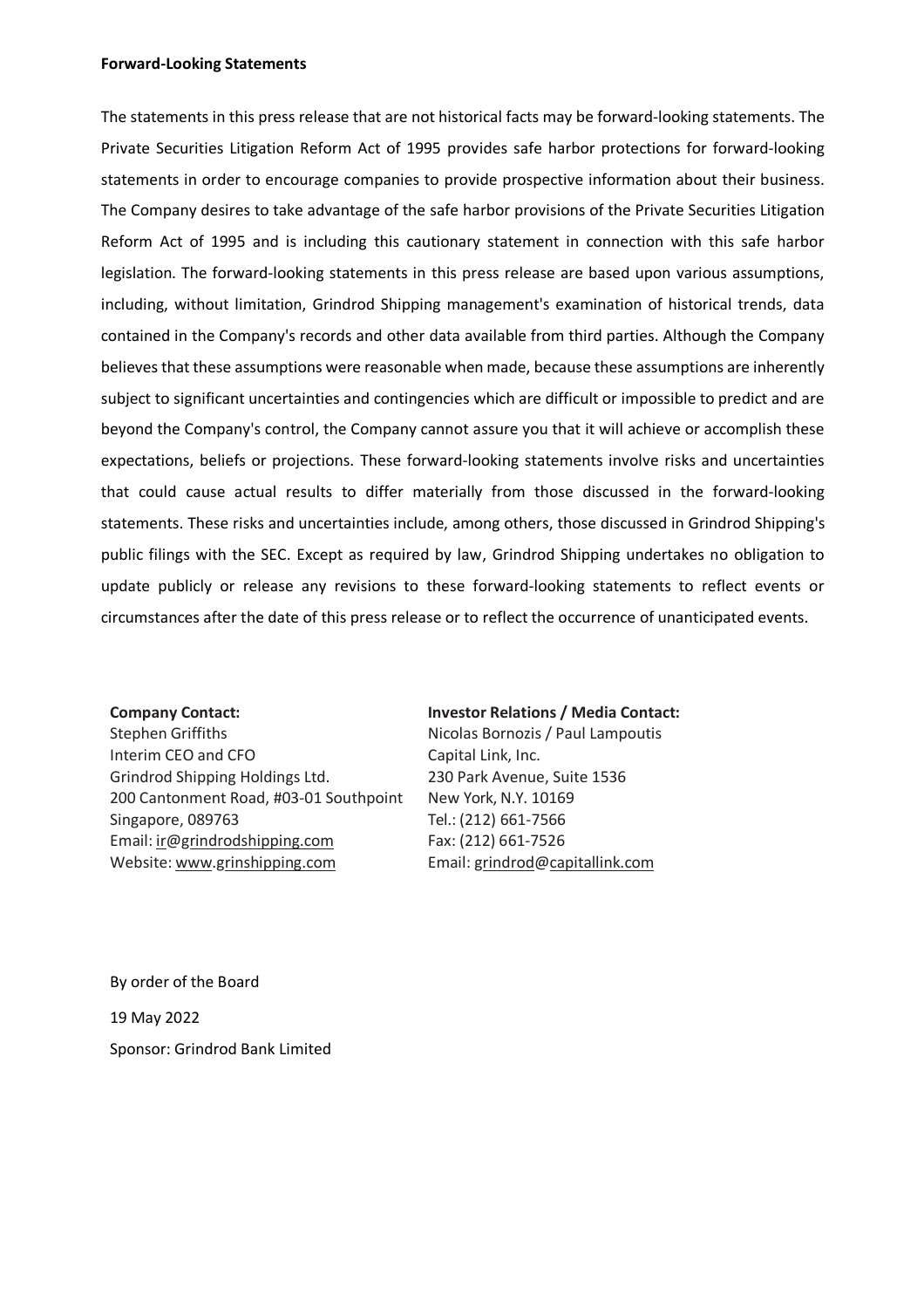**Forward-Looking Statements**

The statements in this press release that are not historical facts may be forward-looking statements. The Private Securities Litigation Reform Act of 1995 provides safe harbor protections for forward-looking statements in order to encourage companies to provide prospective information about their business. The Company desires to take advantage of the safe harbor provisions of the Private Securities Litigation Reform Act of 1995 and is including this cautionary statement in connection with this safe harbor legislation. The forward-looking statements in this press release are based upon various assumptions, including, without limitation, Grindrod Shipping management's examination of historical trends, data contained in the Company's records and other data available from third parties. Although the Company believes that these assumptions were reasonable when made, because these assumptions are inherently subject to significant uncertainties and contingencies which are difficult or impossible to predict and are beyond the Company's control, the Company cannot assure you that it will achieve or accomplish these expectations, beliefs or projections. These forward-looking statements involve risks and uncertainties that could cause actual results to differ materially from those discussed in the forward-looking statements. These risks and uncertainties include, among others, those discussed in Grindrod Shipping's public filings with the SEC. Except as required by law, Grindrod Shipping undertakes no obligation to update publicly or release any revisions to these forward-looking statements to reflect events or circumstances after the date of this press release or to reflect the occurrence of unanticipated events.

**Company Contact:**
Stephen Griffiths
Interim CEO and CFO
Grindrod Shipping Holdings Ltd.
200 Cantonment Road, #03-01 Southpoint
Singapore, 089763
Email: ir@grindrodshipping.com
Website: www.grinshipping.com

**Investor Relations / Media Contact:**
Nicolas Bornozis / Paul Lampoutis
Capital Link, Inc.
230 Park Avenue, Suite 1536
New York, N.Y. 10169
Tel.: (212) 661-7566
Fax: (212) 661-7526
Email: grindrod@capitallink.com

By order of the Board

19 May 2022

Sponsor: Grindrod Bank Limited